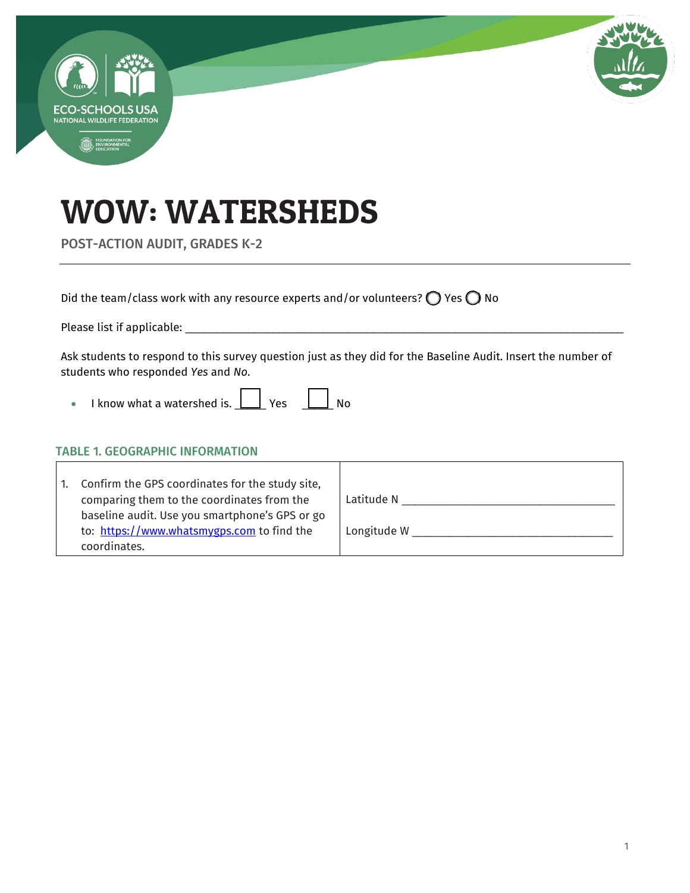# WOW: WATERSHEDS

POST-ACTION AUDIT, GRADES K-2

Did the team/class work with any resource experts and/or volunteers? ◯ Yes ◯ No

Please list if applicable: ___________________________________________________________________________

Ask students to respond to this survey question just as they did for the Baseline Audit. Insert the number of students who responded *Yes* and *No*.

- I know what a watershed is. _____ Yes _____ No

### TABLE 1. GEOGRAPHIC INFORMATION

| | |
|---|---|
| 1. Confirm the GPS coordinates for the study site, comparing them to the coordinates from the baseline audit. Use you smartphone's GPS or go to: [https://www.whatsmygps.com](https://www.whatsmygps.com) to find the coordinates. | Latitude N ___________________________________<br><br>Longitude W _________________________________ |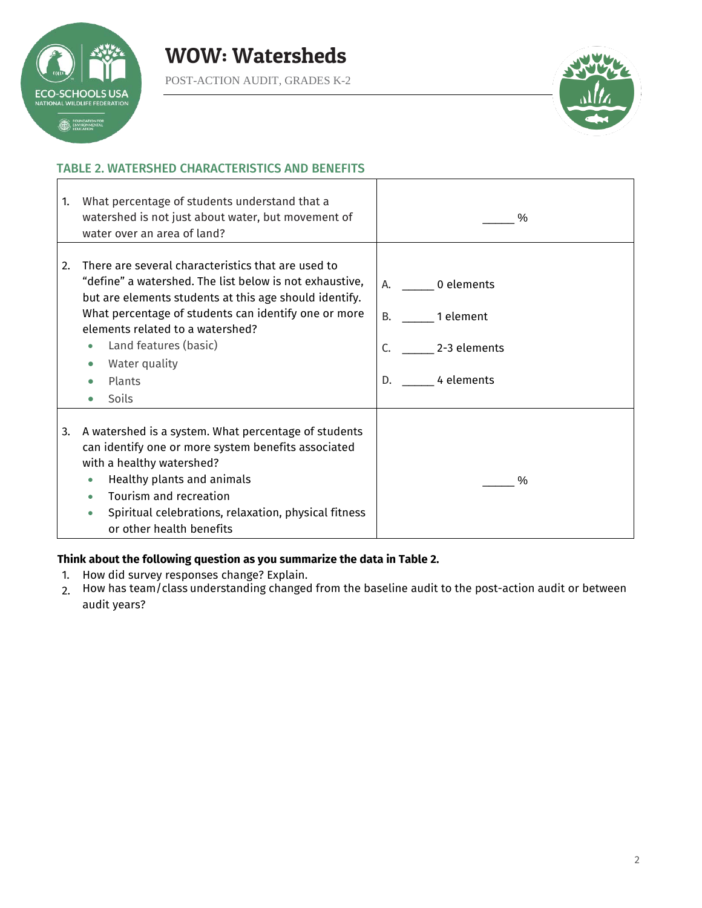# WOW: Watersheds

POST-ACTION AUDIT, GRADES K-2

## TABLE 2. WATERSHED CHARACTERISTICS AND BENEFITS

| | |
|---|---|
| 1. What percentage of students understand that a watershed is not just about water, but movement of water over an area of land? | _____ % |
| 2. There are several characteristics that are used to "define" a watershed. The list below is not exhaustive, but are elements students at this age should identify. What percentage of students can identify one or more elements related to a watershed?<br>• Land features (basic)<br>• Water quality<br>• Plants<br>• Soils | A. _____ 0 elements<br>B. _____ 1 element<br>C. _____ 2-3 elements<br>D. _____ 4 elements |
| 3. A watershed is a system. What percentage of students can identify one or more system benefits associated with a healthy watershed?<br>• Healthy plants and animals<br>• Tourism and recreation<br>• Spiritual celebrations, relaxation, physical fitness or other health benefits | _____ % |

**Think about the following question as you summarize the data in Table 2.**

1. How did survey responses change? Explain.
2. How has team/class understanding changed from the baseline audit to the post-action audit or between audit years?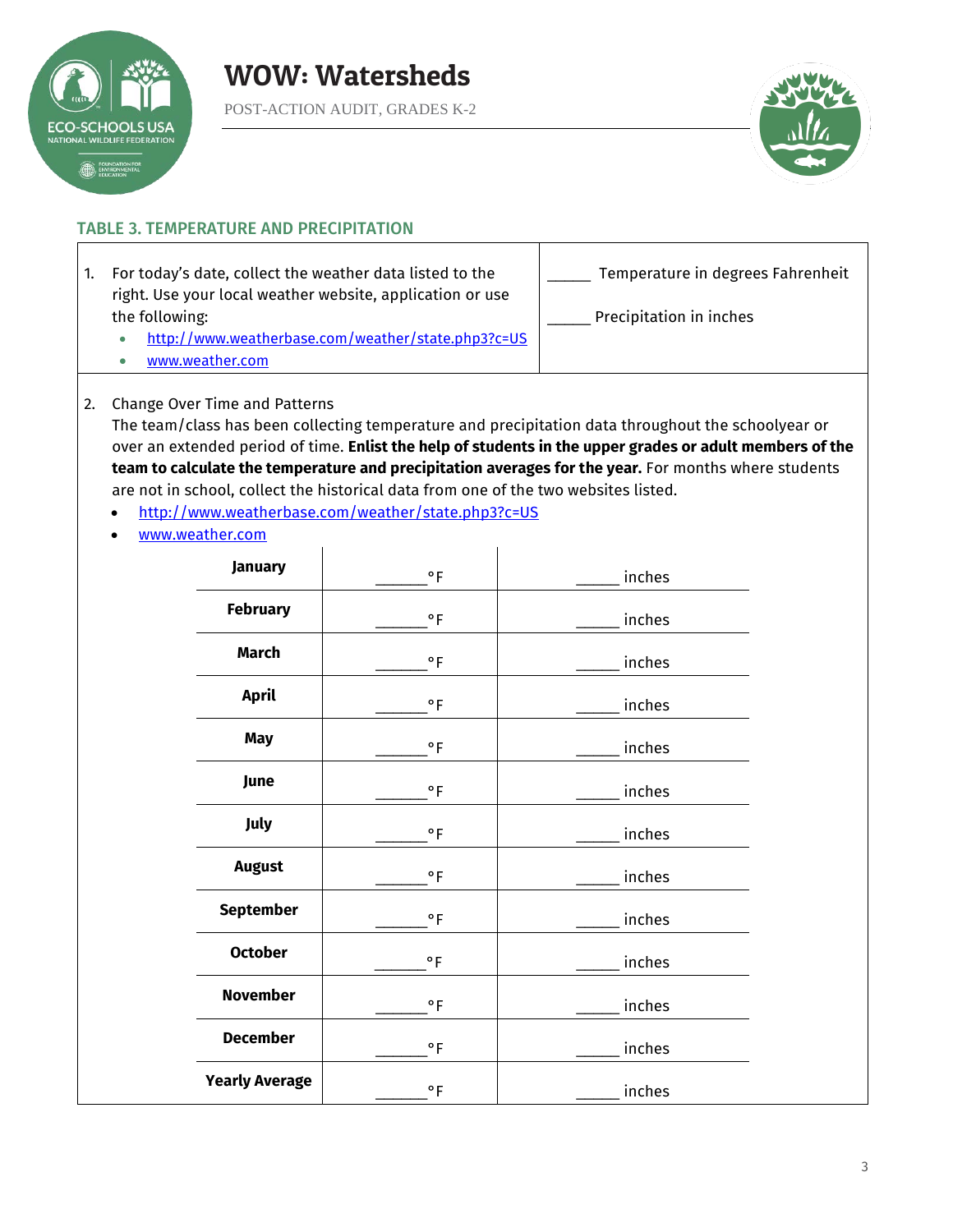## TABLE 3. TEMPERATURE AND PRECIPITATION

| | |
|---|---|
| 1. For today's date, collect the weather data listed to the right. Use your local weather website, application or use the following: <br>• http://www.weatherbase.com/weather/state.php3?c=US <br>• www.weather.com | _____ Temperature in degrees Fahrenheit <br><br> _____ Precipitation in inches |

2. Change Over Time and Patterns
The team/class has been collecting temperature and precipitation data throughout the schoolyear or over an extended period of time. **Enlist the help of students in the upper grades or adult members of the team to calculate the temperature and precipitation averages for the year.** For months where students are not in school, collect the historical data from one of the two websites listed.

- http://www.weatherbase.com/weather/state.php3?c=US
- www.weather.com

| Month | Temperature | Precipitation |
|---|---|---|
| **January** | ______°F | _____ inches |
| **February** | ______°F | _____ inches |
| **March** | ______°F | _____ inches |
| **April** | ______°F | _____ inches |
| **May** | ______°F | _____ inches |
| **June** | ______°F | _____ inches |
| **July** | ______°F | _____ inches |
| **August** | ______°F | _____ inches |
| **September** | ______°F | _____ inches |
| **October** | ______°F | _____ inches |
| **November** | ______°F | _____ inches |
| **December** | ______°F | _____ inches |
| **Yearly Average** | ______°F | _____ inches |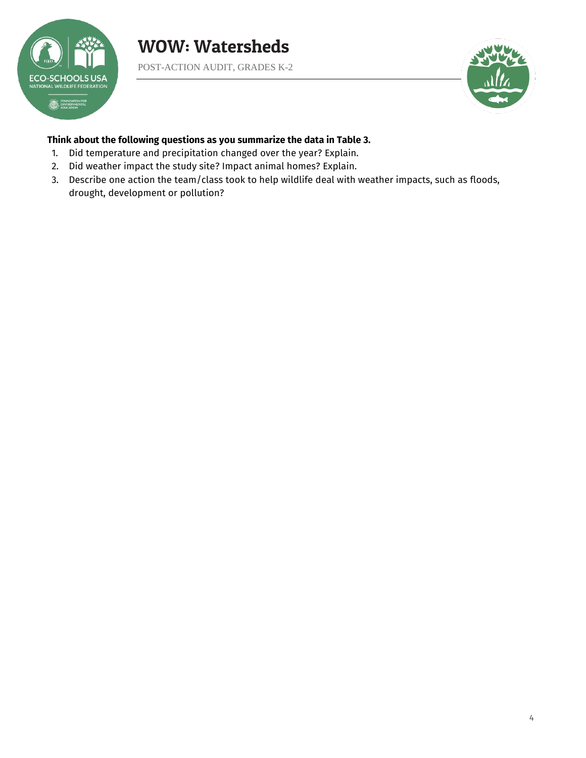**Think about the following questions as you summarize the data in Table 3.**

1. Did temperature and precipitation changed over the year? Explain.
2. Did weather impact the study site? Impact animal homes? Explain.
3. Describe one action the team/class took to help wildlife deal with weather impacts, such as floods, drought, development or pollution?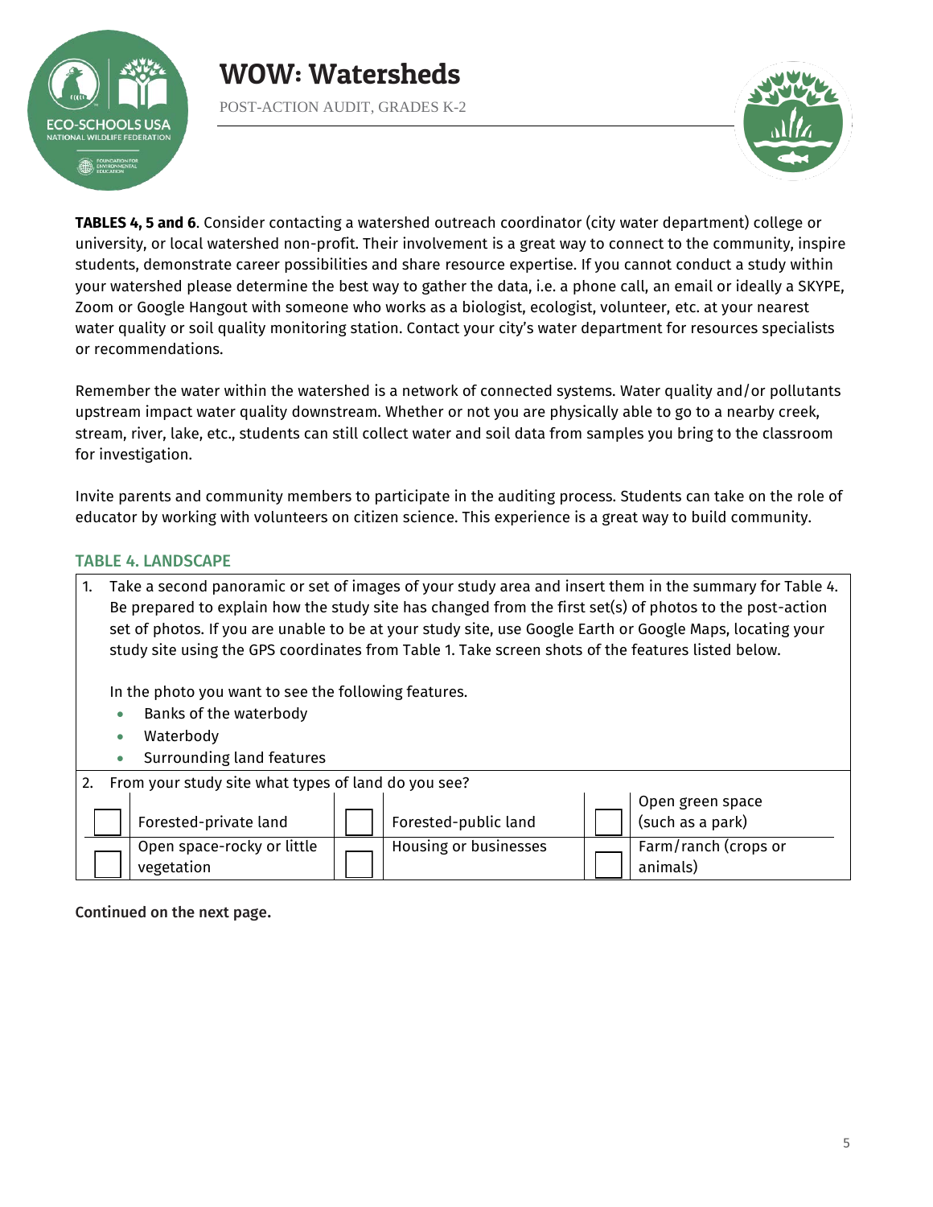**TABLES 4, 5 and 6**. Consider contacting a watershed outreach coordinator (city water department) college or university, or local watershed non-profit. Their involvement is a great way to connect to the community, inspire students, demonstrate career possibilities and share resource expertise. If you cannot conduct a study within your watershed please determine the best way to gather the data, i.e. a phone call, an email or ideally a SKYPE, Zoom or Google Hangout with someone who works as a biologist, ecologist, volunteer, etc. at your nearest water quality or soil quality monitoring station. Contact your city's water department for resources specialists or recommendations.

Remember the water within the watershed is a network of connected systems. Water quality and/or pollutants upstream impact water quality downstream. Whether or not you are physically able to go to a nearby creek, stream, river, lake, etc., students can still collect water and soil data from samples you bring to the classroom for investigation.

Invite parents and community members to participate in the auditing process. Students can take on the role of educator by working with volunteers on citizen science. This experience is a great way to build community.

## TABLE 4. LANDSCAPE

1. Take a second panoramic or set of images of your study area and insert them in the summary for Table 4. Be prepared to explain how the study site has changed from the first set(s) of photos to the post-action set of photos. If you are unable to be at your study site, use Google Earth or Google Maps, locating your study site using the GPS coordinates from Table 1. Take screen shots of the features listed below.

   In the photo you want to see the following features.
   - Banks of the waterbody
   - Waterbody
   - Surrounding land features

2. From your study site what types of land do you see?

| | | | | | |
|---|---|---|---|---|---|
| ☐ | Forested-private land | ☐ | Forested-public land | ☐ | Open green space (such as a park) |
| ☐ | Open space-rocky or little vegetation | ☐ | Housing or businesses | ☐ | Farm/ranch (crops or animals) |

**Continued on the next page.**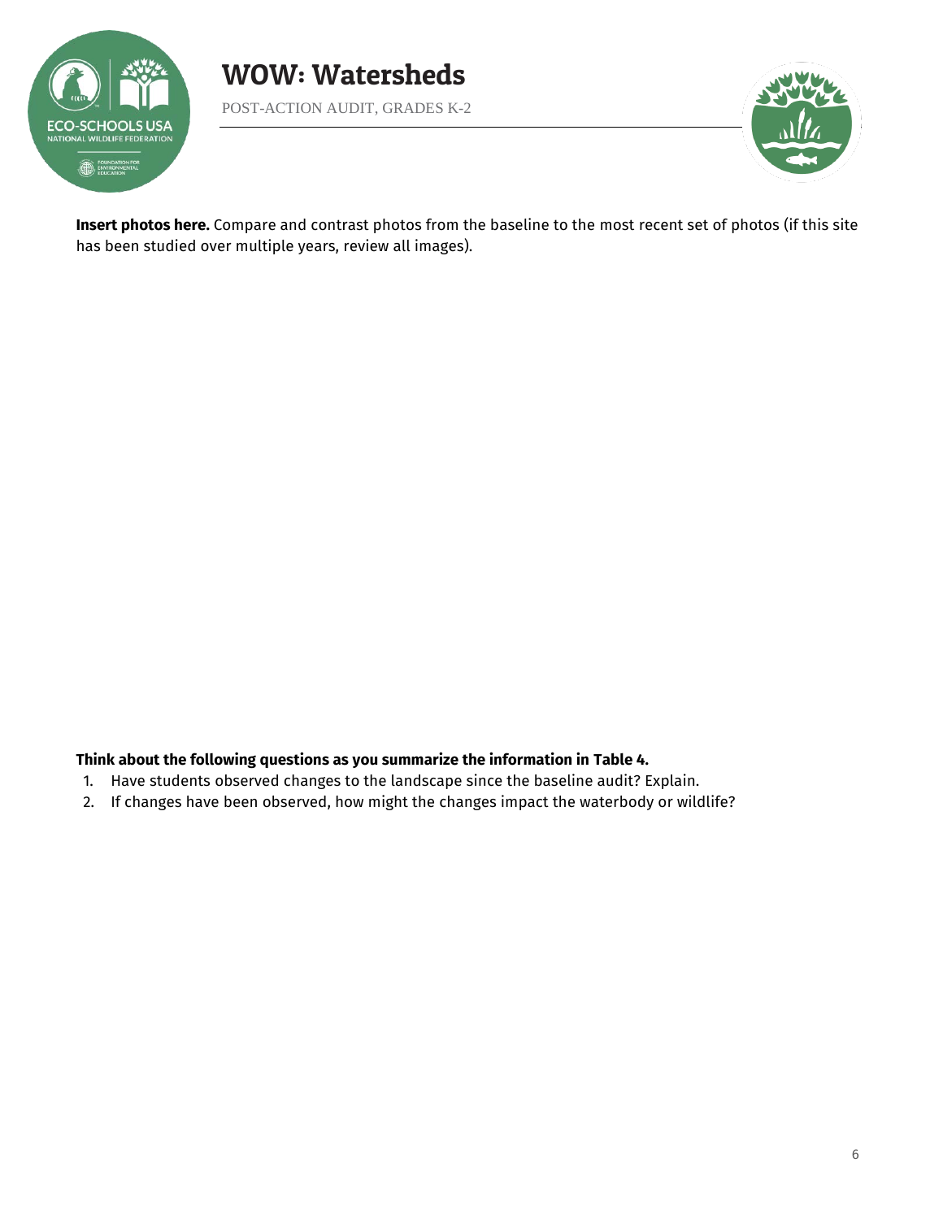**Insert photos here.** Compare and contrast photos from the baseline to the most recent set of photos (if this site has been studied over multiple years, review all images).

**Think about the following questions as you summarize the information in Table 4.**

1. Have students observed changes to the landscape since the baseline audit? Explain.
2. If changes have been observed, how might the changes impact the waterbody or wildlife?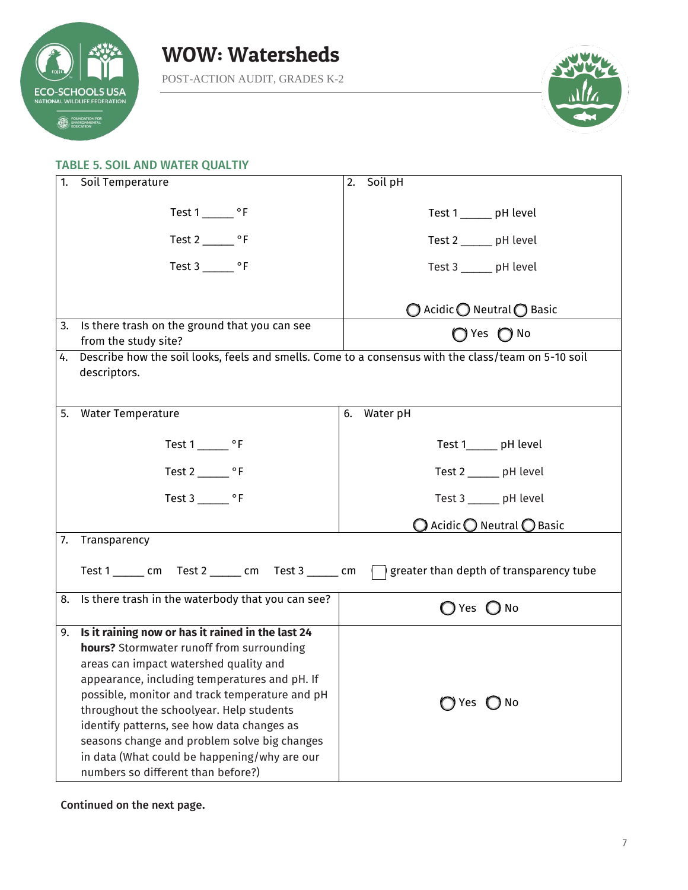### TABLE 5. SOIL AND WATER QUALTIY

| | |
|---|---|
| 1. Soil Temperature<br><br>Test 1 _____ °F<br><br>Test 2 _____ °F<br><br>Test 3 _____ °F | 2. Soil pH<br><br>Test 1 _____ pH level<br><br>Test 2 _____ pH level<br><br>Test 3 _____ pH level<br><br>◯ Acidic ◯ Neutral ◯ Basic |
| 3. Is there trash on the ground that you can see from the study site? | ◯ Yes ◯ No |
| 4. Describe how the soil looks, feels and smells. Come to a consensus with the class/team on 5-10 soil descriptors. | |
| 5. Water Temperature<br><br>Test 1 _____ °F<br><br>Test 2 _____ °F<br><br>Test 3 _____ °F | 6. Water pH<br><br>Test 1_____ pH level<br><br>Test 2 _____ pH level<br><br>Test 3 _____ pH level<br><br>◯ Acidic ◯ Neutral ◯ Basic |
| 7. Transparency<br><br>Test 1 _____ cm Test 2 _____ cm Test 3 _____ cm | ☐ greater than depth of transparency tube |
| 8. Is there trash in the waterbody that you can see? | ◯ Yes ◯ No |
| 9. **Is it raining now or has it rained in the last 24 hours?** Stormwater runoff from surrounding areas can impact watershed quality and appearance, including temperatures and pH. If possible, monitor and track temperature and pH throughout the schoolyear. Help students identify patterns, see how data changes as seasons change and problem solve big changes in data (What could be happening/why are our numbers so different than before?) | ◯ Yes ◯ No |

**Continued on the next page.**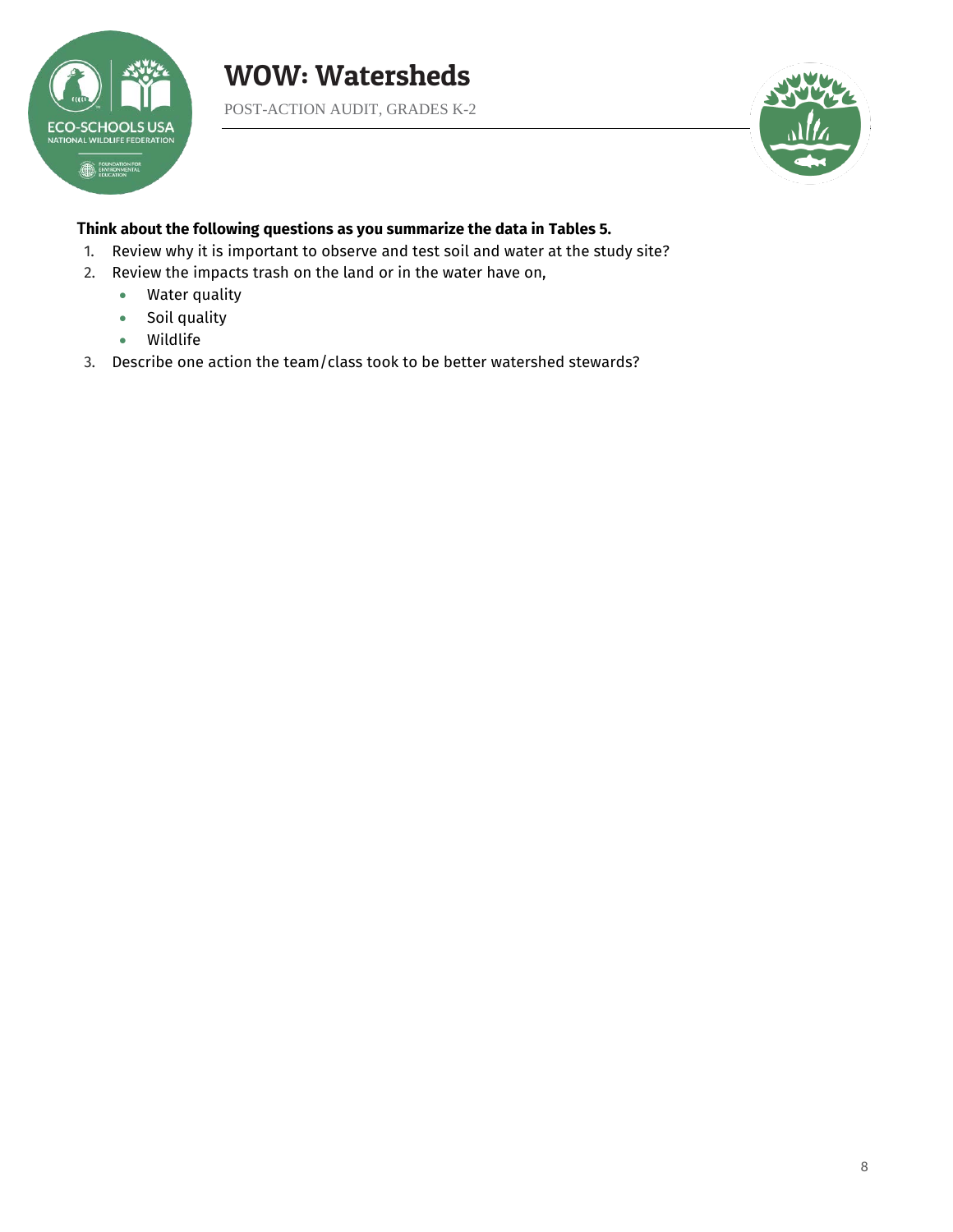**Think about the following questions as you summarize the data in Tables 5.**

1. Review why it is important to observe and test soil and water at the study site?
2. Review the impacts trash on the land or in the water have on,
   - Water quality
   - Soil quality
   - Wildlife
3. Describe one action the team/class took to be better watershed stewards?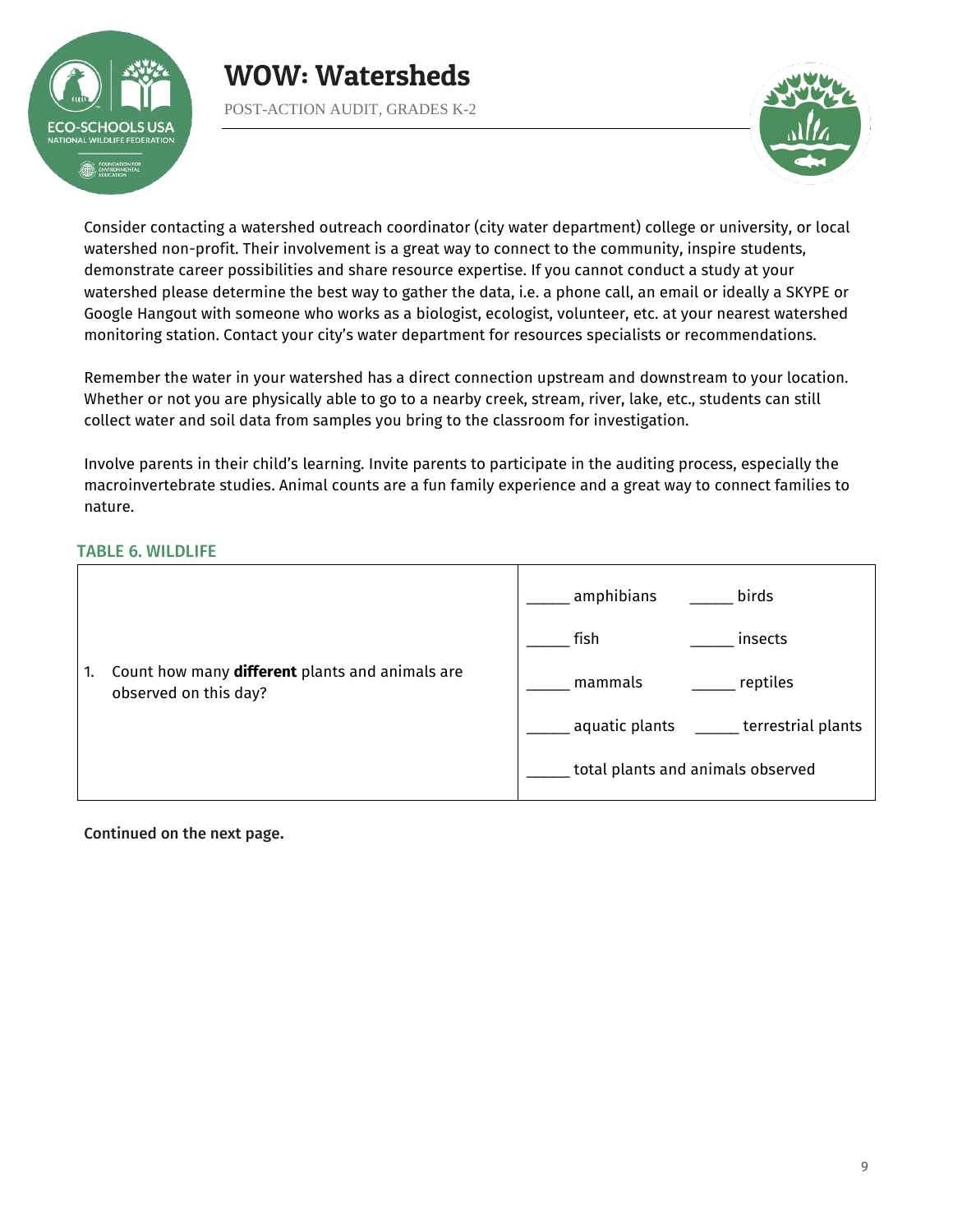Consider contacting a watershed outreach coordinator (city water department) college or university, or local watershed non-profit. Their involvement is a great way to connect to the community, inspire students, demonstrate career possibilities and share resource expertise. If you cannot conduct a study at your watershed please determine the best way to gather the data, i.e. a phone call, an email or ideally a SKYPE or Google Hangout with someone who works as a biologist, ecologist, volunteer, etc. at your nearest watershed monitoring station. Contact your city's water department for resources specialists or recommendations.

Remember the water in your watershed has a direct connection upstream and downstream to your location. Whether or not you are physically able to go to a nearby creek, stream, river, lake, etc., students can still collect water and soil data from samples you bring to the classroom for investigation.

Involve parents in their child's learning. Invite parents to participate in the auditing process, especially the macroinvertebrate studies. Animal counts are a fun family experience and a great way to connect families to nature.

### TABLE 6. WILDLIFE

| | |
|---|---|
| 1. Count how many **different** plants and animals are observed on this day? | _____ amphibians &nbsp;&nbsp; _____ birds<br>_____ fish &nbsp;&nbsp; _____ insects<br>_____ mammals &nbsp;&nbsp; _____ reptiles<br>_____ aquatic plants &nbsp;&nbsp; _____ terrestrial plants<br>_____ total plants and animals observed |

**Continued on the next page.**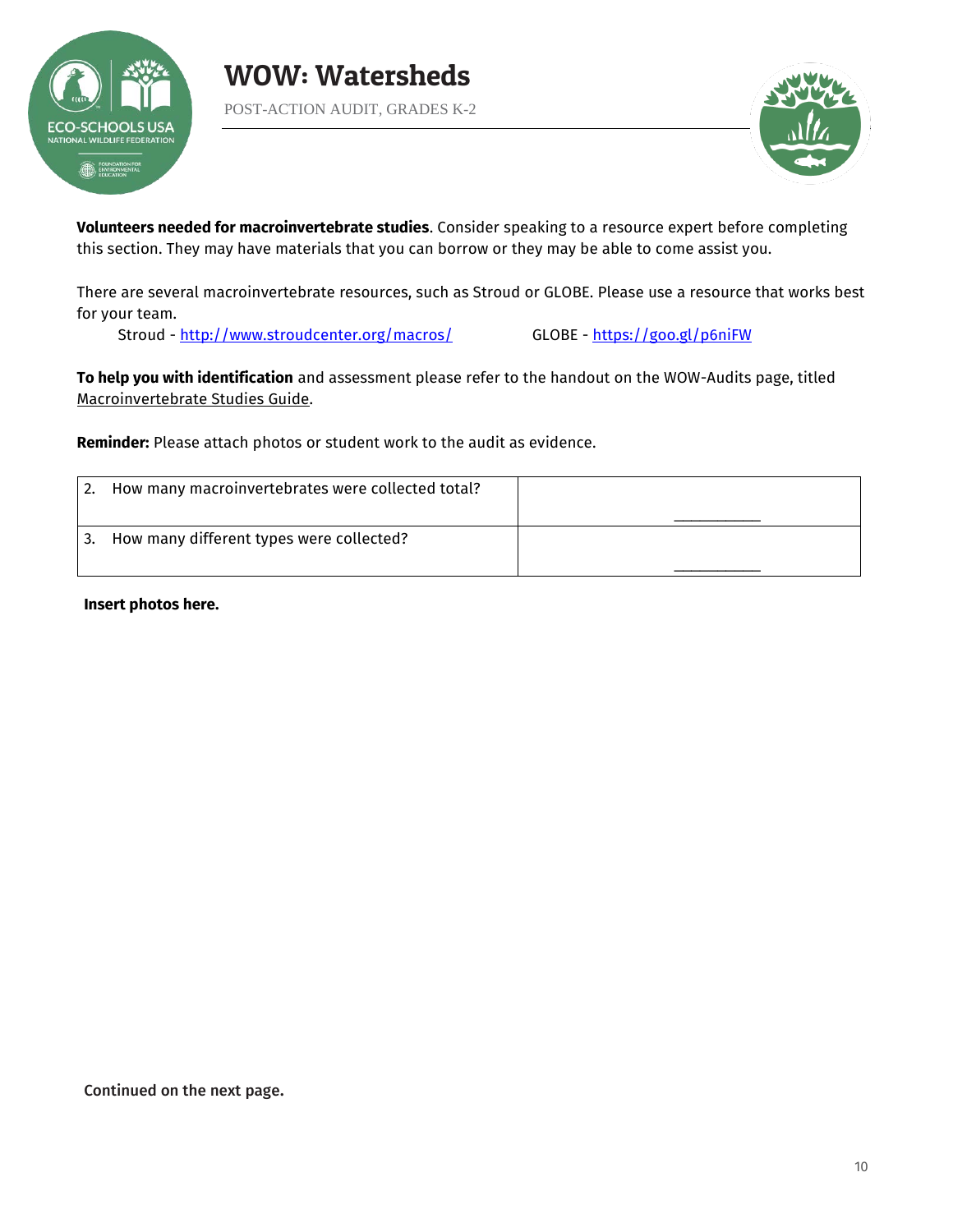**Volunteers needed for macroinvertebrate studies**. Consider speaking to a resource expert before completing this section. They may have materials that you can borrow or they may be able to come assist you.

There are several macroinvertebrate resources, such as Stroud or GLOBE. Please use a resource that works best for your team.

Stroud - http://www.stroudcenter.org/macros/ GLOBE - https://goo.gl/p6niFW

**To help you with identification** and assessment please refer to the handout on the WOW-Audits page, titled Macroinvertebrate Studies Guide.

**Reminder:** Please attach photos or student work to the audit as evidence.

| | |
|---|---|
| 2. How many macroinvertebrates were collected total? | __________ |
| 3. How many different types were collected? | __________ |

**Insert photos here.**

Continued on the next page.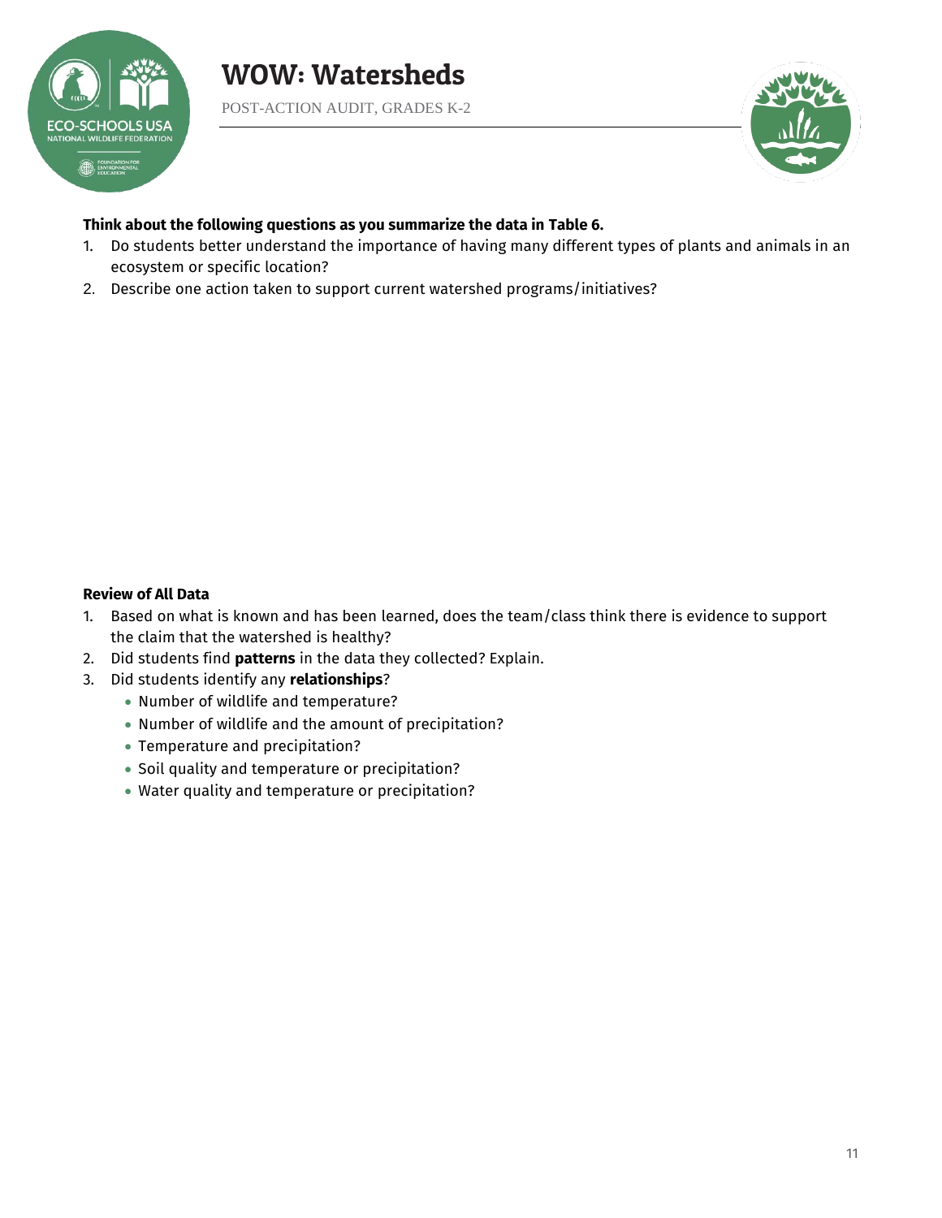# WOW: Watersheds

POST-ACTION AUDIT, GRADES K-2

**Think about the following questions as you summarize the data in Table 6.**

1. Do students better understand the importance of having many different types of plants and animals in an ecosystem or specific location?
2. Describe one action taken to support current watershed programs/initiatives?

**Review of All Data**

1. Based on what is known and has been learned, does the team/class think there is evidence to support the claim that the watershed is healthy?
2. Did students find **patterns** in the data they collected? Explain.
3. Did students identify any **relationships**?
   - Number of wildlife and temperature?
   - Number of wildlife and the amount of precipitation?
   - Temperature and precipitation?
   - Soil quality and temperature or precipitation?
   - Water quality and temperature or precipitation?